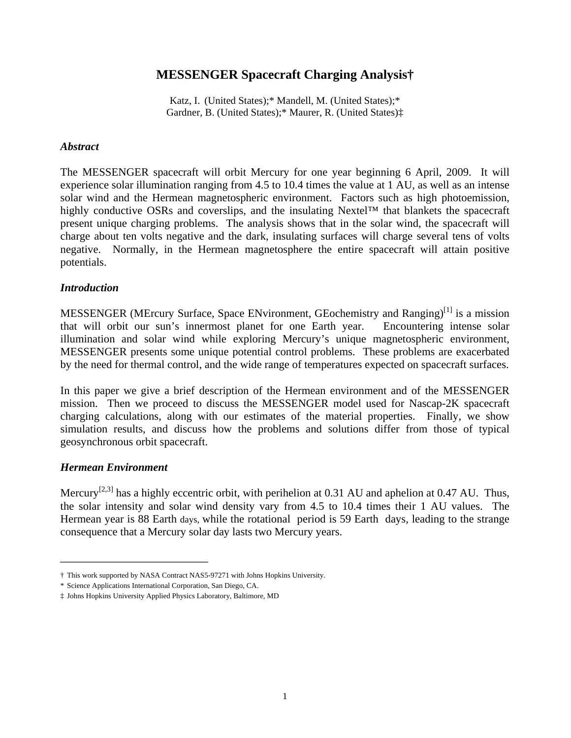# MESSENGER Spacecraft Charging Analysis†

Katz, I. (United States);* Mandell, M. (United States);*
Gardner, B. (United States);* Maurer, R. (United States)‡

### *Abstract*

The MESSENGER spacecraft will orbit Mercury for one year beginning 6 April, 2009. It will experience solar illumination ranging from 4.5 to 10.4 times the value at 1 AU, as well as an intense solar wind and the Hermean magnetospheric environment. Factors such as high photoemission, highly conductive OSRs and coverslips, and the insulating Nextel™ that blankets the spacecraft present unique charging problems. The analysis shows that in the solar wind, the spacecraft will charge about ten volts negative and the dark, insulating surfaces will charge several tens of volts negative. Normally, in the Hermean magnetosphere the entire spacecraft will attain positive potentials.

### *Introduction*

MESSENGER (MErcury Surface, Space ENvironment, GEochemistry and Ranging)[1] is a mission that will orbit our sun's innermost planet for one Earth year. Encountering intense solar illumination and solar wind while exploring Mercury's unique magnetospheric environment, MESSENGER presents some unique potential control problems. These problems are exacerbated by the need for thermal control, and the wide range of temperatures expected on spacecraft surfaces.

In this paper we give a brief description of the Hermean environment and of the MESSENGER mission. Then we proceed to discuss the MESSENGER model used for Nascap-2K spacecraft charging calculations, along with our estimates of the material properties. Finally, we show simulation results, and discuss how the problems and solutions differ from those of typical geosynchronous orbit spacecraft.

### *Hermean Environment*

Mercury[2,3] has a highly eccentric orbit, with perihelion at 0.31 AU and aphelion at 0.47 AU. Thus, the solar intensity and solar wind density vary from 4.5 to 10.4 times their 1 AU values. The Hermean year is 88 Earth days, while the rotational period is 59 Earth days, leading to the strange consequence that a Mercury solar day lasts two Mercury years.

---

† This work supported by NASA Contract NAS5-97271 with Johns Hopkins University.

\* Science Applications International Corporation, San Diego, CA.

‡ Johns Hopkins University Applied Physics Laboratory, Baltimore, MD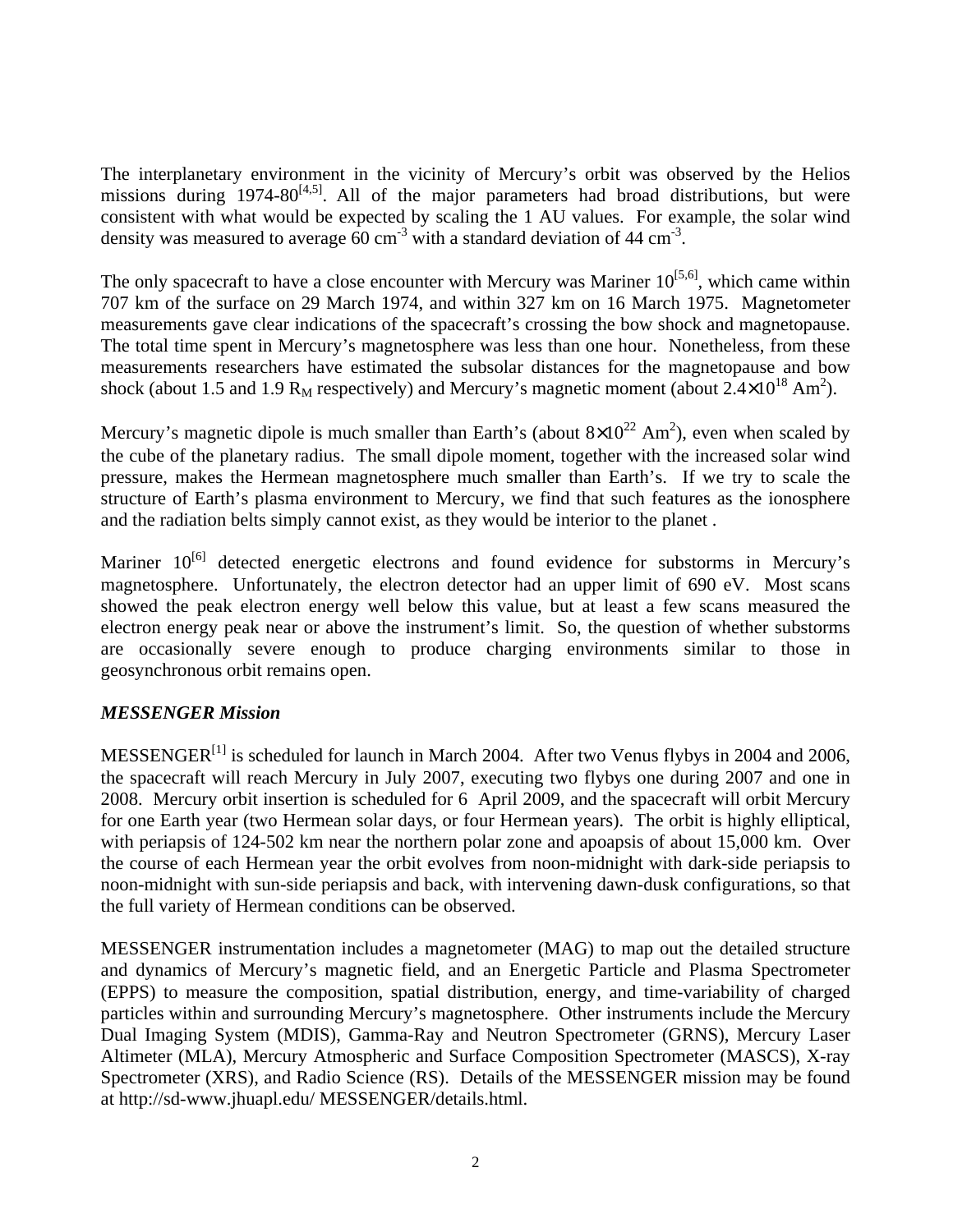The interplanetary environment in the vicinity of Mercury's orbit was observed by the Helios missions during 1974-80[4,5]. All of the major parameters had broad distributions, but were consistent with what would be expected by scaling the 1 AU values. For example, the solar wind density was measured to average 60 $cm^{-3}$ with a standard deviation of 44 $cm^{-3}$.

The only spacecraft to have a close encounter with Mercury was Mariner 10[5,6], which came within 707 km of the surface on 29 March 1974, and within 327 km on 16 March 1975. Magnetometer measurements gave clear indications of the spacecraft's crossing the bow shock and magnetopause. The total time spent in Mercury's magnetosphere was less than one hour. Nonetheless, from these measurements researchers have estimated the subsolar distances for the magnetopause and bow shock (about 1.5 and 1.9 $R_M$ respectively) and Mercury's magnetic moment (about $2.4\times10^{18}$ $Am^2$).

Mercury's magnetic dipole is much smaller than Earth's (about $8\times10^{22}$ $Am^2$), even when scaled by the cube of the planetary radius. The small dipole moment, together with the increased solar wind pressure, makes the Hermean magnetosphere much smaller than Earth's. If we try to scale the structure of Earth's plasma environment to Mercury, we find that such features as the ionosphere and the radiation belts simply cannot exist, as they would be interior to the planet .

Mariner 10[6] detected energetic electrons and found evidence for substorms in Mercury's magnetosphere. Unfortunately, the electron detector had an upper limit of 690 eV. Most scans showed the peak electron energy well below this value, but at least a few scans measured the electron energy peak near or above the instrument's limit. So, the question of whether substorms are occasionally severe enough to produce charging environments similar to those in geosynchronous orbit remains open.

### *MESSENGER Mission*

MESSENGER[1] is scheduled for launch in March 2004. After two Venus flybys in 2004 and 2006, the spacecraft will reach Mercury in July 2007, executing two flybys one during 2007 and one in 2008. Mercury orbit insertion is scheduled for 6 April 2009, and the spacecraft will orbit Mercury for one Earth year (two Hermean solar days, or four Hermean years). The orbit is highly elliptical, with periapsis of 124-502 km near the northern polar zone and apoapsis of about 15,000 km. Over the course of each Hermean year the orbit evolves from noon-midnight with dark-side periapsis to noon-midnight with sun-side periapsis and back, with intervening dawn-dusk configurations, so that the full variety of Hermean conditions can be observed.

MESSENGER instrumentation includes a magnetometer (MAG) to map out the detailed structure and dynamics of Mercury's magnetic field, and an Energetic Particle and Plasma Spectrometer (EPPS) to measure the composition, spatial distribution, energy, and time-variability of charged particles within and surrounding Mercury's magnetosphere. Other instruments include the Mercury Dual Imaging System (MDIS), Gamma-Ray and Neutron Spectrometer (GRNS), Mercury Laser Altimeter (MLA), Mercury Atmospheric and Surface Composition Spectrometer (MASCS), X-ray Spectrometer (XRS), and Radio Science (RS). Details of the MESSENGER mission may be found at http://sd-www.jhuapl.edu/ MESSENGER/details.html.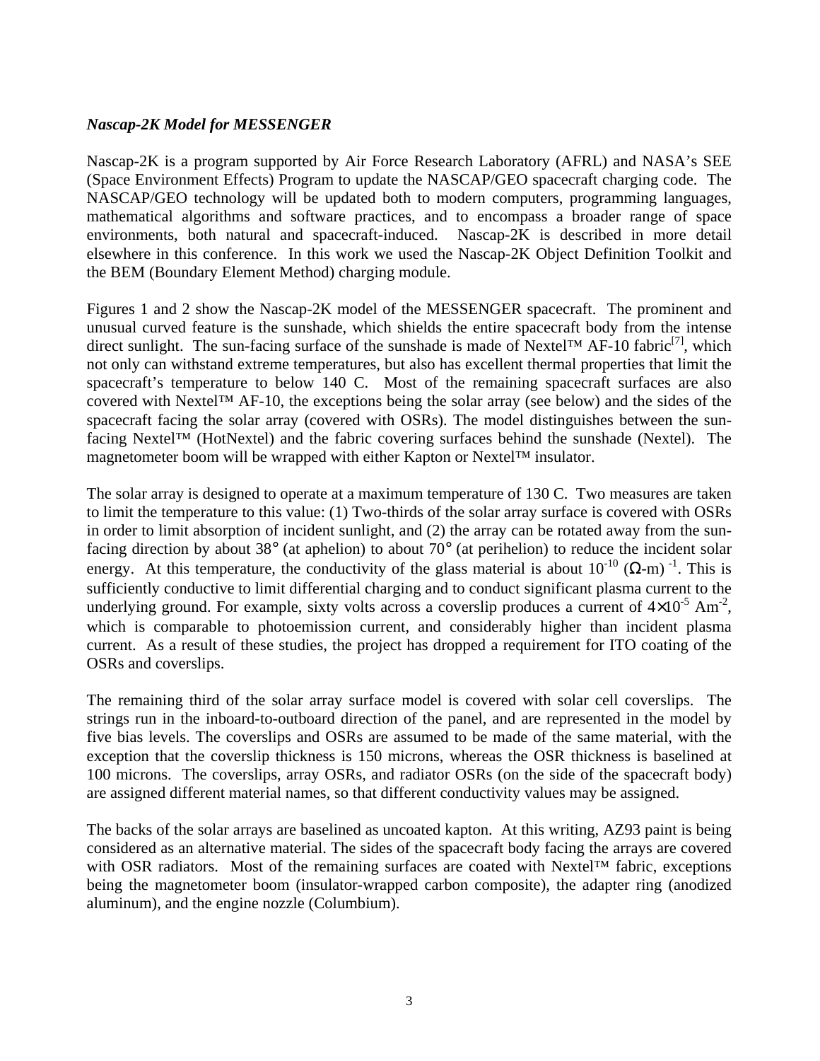### *Nascap-2K Model for MESSENGER*

Nascap-2K is a program supported by Air Force Research Laboratory (AFRL) and NASA's SEE (Space Environment Effects) Program to update the NASCAP/GEO spacecraft charging code. The NASCAP/GEO technology will be updated both to modern computers, programming languages, mathematical algorithms and software practices, and to encompass a broader range of space environments, both natural and spacecraft-induced. Nascap-2K is described in more detail elsewhere in this conference. In this work we used the Nascap-2K Object Definition Toolkit and the BEM (Boundary Element Method) charging module.

Figures 1 and 2 show the Nascap-2K model of the MESSENGER spacecraft. The prominent and unusual curved feature is the sunshade, which shields the entire spacecraft body from the intense direct sunlight. The sun-facing surface of the sunshade is made of Nextel™ AF-10 fabric[7], which not only can withstand extreme temperatures, but also has excellent thermal properties that limit the spacecraft's temperature to below 140 C. Most of the remaining spacecraft surfaces are also covered with Nextel™ AF-10, the exceptions being the solar array (see below) and the sides of the spacecraft facing the solar array (covered with OSRs). The model distinguishes between the sun-facing Nextel™ (HotNextel) and the fabric covering surfaces behind the sunshade (Nextel). The magnetometer boom will be wrapped with either Kapton or Nextel™ insulator.

The solar array is designed to operate at a maximum temperature of 130 C. Two measures are taken to limit the temperature to this value: (1) Two-thirds of the solar array surface is covered with OSRs in order to limit absorption of incident sunlight, and (2) the array can be rotated away from the sun-facing direction by about 38° (at aphelion) to about 70° (at perihelion) to reduce the incident solar energy. At this temperature, the conductivity of the glass material is about $10^{-10}$ $(\Omega\text{-m})^{-1}$. This is sufficiently conductive to limit differential charging and to conduct significant plasma current to the underlying ground. For example, sixty volts across a coverslip produces a current of $4\times10^{-5}$ $\text{Am}^{-2}$, which is comparable to photoemission current, and considerably higher than incident plasma current. As a result of these studies, the project has dropped a requirement for ITO coating of the OSRs and coverslips.

The remaining third of the solar array surface model is covered with solar cell coverslips. The strings run in the inboard-to-outboard direction of the panel, and are represented in the model by five bias levels. The coverslips and OSRs are assumed to be made of the same material, with the exception that the coverslip thickness is 150 microns, whereas the OSR thickness is baselined at 100 microns. The coverslips, array OSRs, and radiator OSRs (on the side of the spacecraft body) are assigned different material names, so that different conductivity values may be assigned.

The backs of the solar arrays are baselined as uncoated kapton. At this writing, AZ93 paint is being considered as an alternative material. The sides of the spacecraft body facing the arrays are covered with OSR radiators. Most of the remaining surfaces are coated with Nextel™ fabric, exceptions being the magnetometer boom (insulator-wrapped carbon composite), the adapter ring (anodized aluminum), and the engine nozzle (Columbium).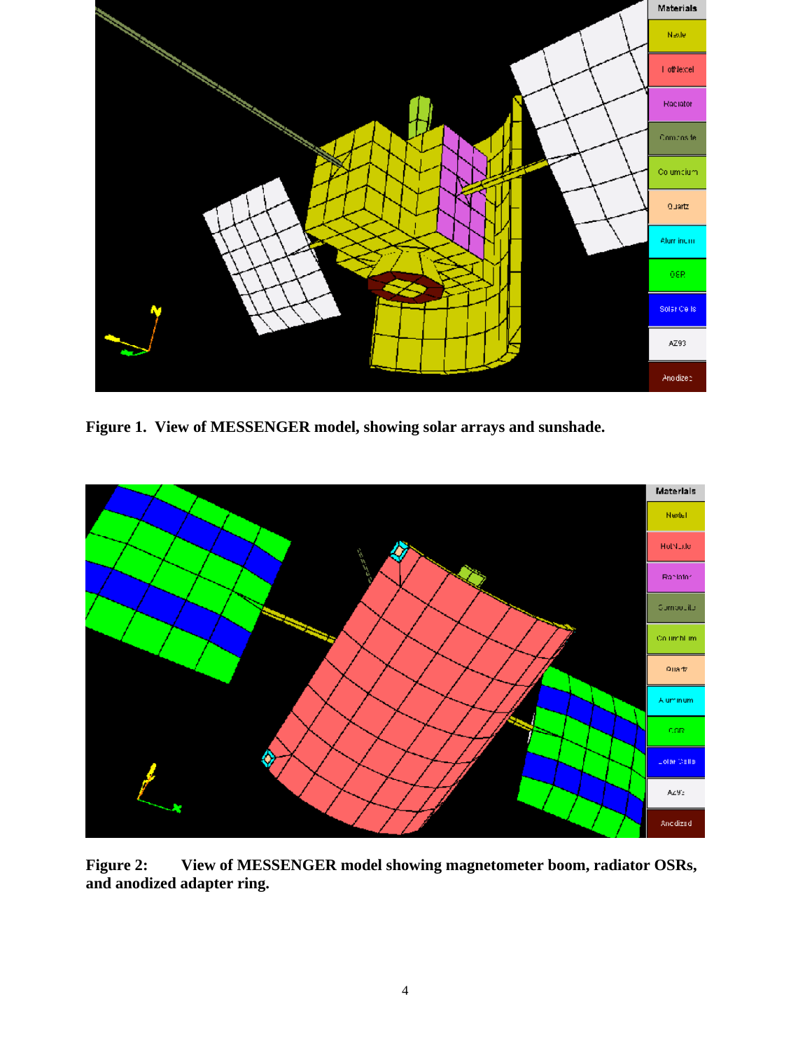**Figure 1. View of MESSENGER model, showing solar arrays and sunshade.**

**Figure 2: View of MESSENGER model showing magnetometer boom, radiator OSRs, and anodized adapter ring.**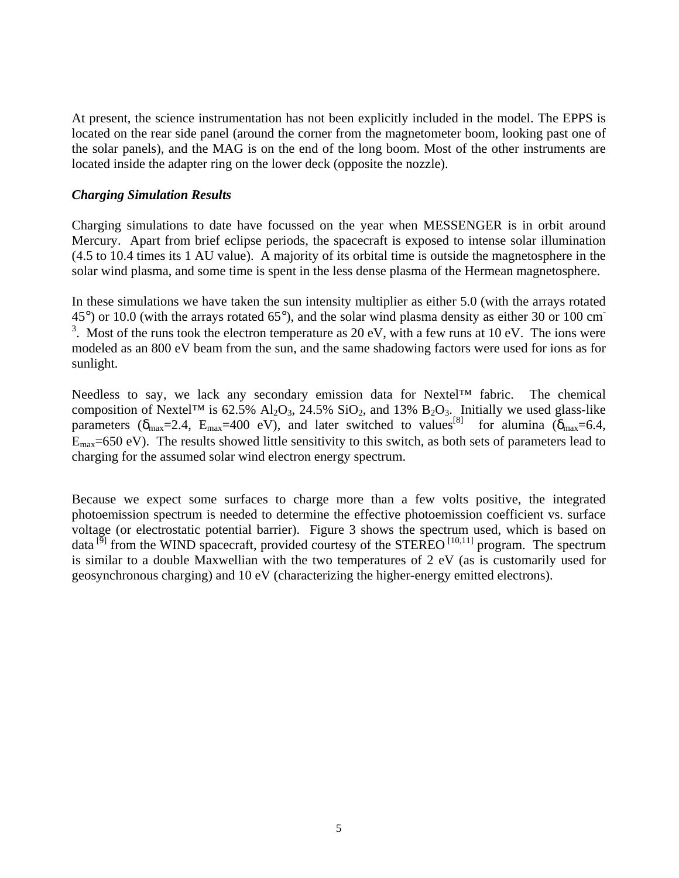At present, the science instrumentation has not been explicitly included in the model. The EPPS is located on the rear side panel (around the corner from the magnetometer boom, looking past one of the solar panels), and the MAG is on the end of the long boom. Most of the other instruments are located inside the adapter ring on the lower deck (opposite the nozzle).

***Charging Simulation Results***

Charging simulations to date have focussed on the year when MESSENGER is in orbit around Mercury. Apart from brief eclipse periods, the spacecraft is exposed to intense solar illumination (4.5 to 10.4 times its 1 AU value). A majority of its orbital time is outside the magnetosphere in the solar wind plasma, and some time is spent in the less dense plasma of the Hermean magnetosphere.

In these simulations we have taken the sun intensity multiplier as either 5.0 (with the arrays rotated 45°) or 10.0 (with the arrays rotated 65°), and the solar wind plasma density as either 30 or 100 $cm^{-3}$. Most of the runs took the electron temperature as 20 eV, with a few runs at 10 eV. The ions were modeled as an 800 eV beam from the sun, and the same shadowing factors were used for ions as for sunlight.

Needless to say, we lack any secondary emission data for Nextel™ fabric. The chemical composition of Nextel™ is 62.5% $Al_2O_3$, 24.5% $SiO_2$, and 13% $B_2O_3$. Initially we used glass-like parameters ($\delta_{max}$=2.4, $E_{max}$=400 eV), and later switched to values[8] for alumina ($\delta_{max}$=6.4, $E_{max}$=650 eV). The results showed little sensitivity to this switch, as both sets of parameters lead to charging for the assumed solar wind electron energy spectrum.

Because we expect some surfaces to charge more than a few volts positive, the integrated photoemission spectrum is needed to determine the effective photoemission coefficient vs. surface voltage (or electrostatic potential barrier). Figure 3 shows the spectrum used, which is based on data [9] from the WIND spacecraft, provided courtesy of the STEREO [10,11] program. The spectrum is similar to a double Maxwellian with the two temperatures of 2 eV (as is customarily used for geosynchronous charging) and 10 eV (characterizing the higher-energy emitted electrons).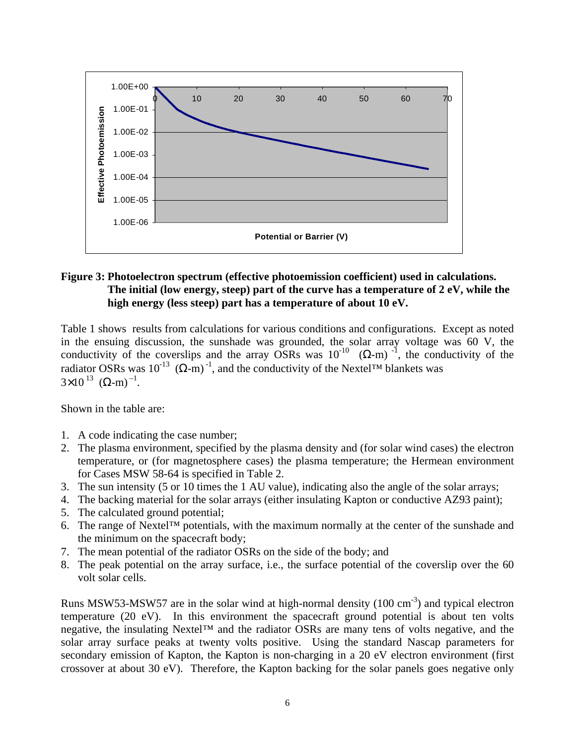**Figure 3: Photoelectron spectrum (effective photoemission coefficient) used in calculations. The initial (low energy, steep) part of the curve has a temperature of 2 eV, while the high energy (less steep) part has a temperature of about 10 eV.**

Table 1 shows results from calculations for various conditions and configurations. Except as noted in the ensuing discussion, the sunshade was grounded, the solar array voltage was 60 V, the conductivity of the coverslips and the array OSRs was $10^{-10}$ $(\Omega\text{-m})^{-1}$, the conductivity of the radiator OSRs was $10^{-13}$ $(\Omega\text{-m})^{-1}$, and the conductivity of the Nextel™ blankets was $3\times10^{13}$ $(\Omega\text{-m})^{-1}$.

Shown in the table are:

1. A code indicating the case number;
2. The plasma environment, specified by the plasma density and (for solar wind cases) the electron temperature, or (for magnetosphere cases) the plasma temperature; the Hermean environment for Cases MSW 58-64 is specified in Table 2.
3. The sun intensity (5 or 10 times the 1 AU value), indicating also the angle of the solar arrays;
4. The backing material for the solar arrays (either insulating Kapton or conductive AZ93 paint);
5. The calculated ground potential;
6. The range of Nextel™ potentials, with the maximum normally at the center of the sunshade and the minimum on the spacecraft body;
7. The mean potential of the radiator OSRs on the side of the body; and
8. The peak potential on the array surface, i.e., the surface potential of the coverslip over the 60 volt solar cells.

Runs MSW53-MSW57 are in the solar wind at high-normal density (100 $cm^{-3}$) and typical electron temperature (20 eV). In this environment the spacecraft ground potential is about ten volts negative, the insulating Nextel™ and the radiator OSRs are many tens of volts negative, and the solar array surface peaks at twenty volts positive. Using the standard Nascap parameters for secondary emission of Kapton, the Kapton is non-charging in a 20 eV electron environment (first crossover at about 30 eV). Therefore, the Kapton backing for the solar panels goes negative only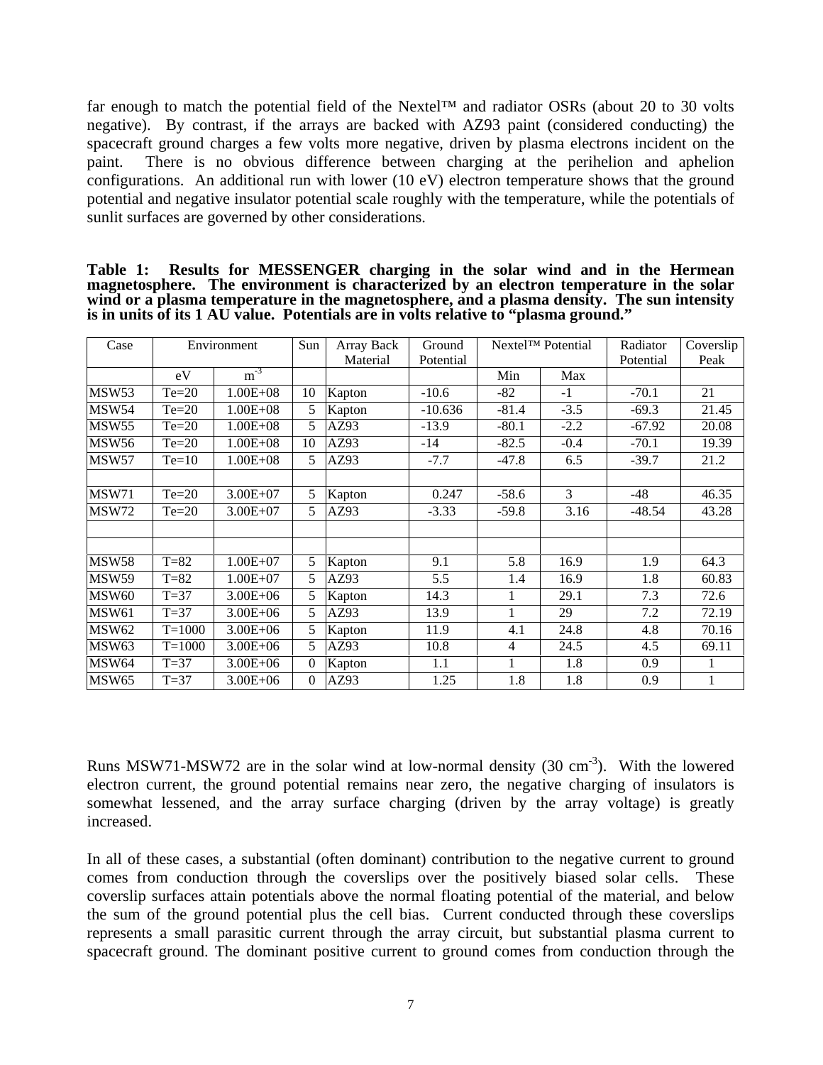far enough to match the potential field of the Nextel™ and radiator OSRs (about 20 to 30 volts negative). By contrast, if the arrays are backed with AZ93 paint (considered conducting) the spacecraft ground charges a few volts more negative, driven by plasma electrons incident on the paint. There is no obvious difference between charging at the perihelion and aphelion configurations. An additional run with lower (10 eV) electron temperature shows that the ground potential and negative insulator potential scale roughly with the temperature, while the potentials of sunlit surfaces are governed by other considerations.

**Table 1: Results for MESSENGER charging in the solar wind and in the Hermean magnetosphere. The environment is characterized by an electron temperature in the solar wind or a plasma temperature in the magnetosphere, and a plasma density. The sun intensity is in units of its 1 AU value. Potentials are in volts relative to "plasma ground."**

| Case | Environment | | Sun | Array Back Material | Ground Potential | Nextel™ Potential | | Radiator Potential | Coverslip Peak |
|---|---|---|---|---|---|---|---|---|---|
| | eV | $m^{-3}$ | | | | Min | Max | | |
| MSW53 | Te=20 | 1.00E+08 | 10 | Kapton | -10.6 | -82 | -1 | -70.1 | 21 |
| MSW54 | Te=20 | 1.00E+08 | 5 | Kapton | -10.636 | -81.4 | -3.5 | -69.3 | 21.45 |
| MSW55 | Te=20 | 1.00E+08 | 5 | AZ93 | -13.9 | -80.1 | -2.2 | -67.92 | 20.08 |
| MSW56 | Te=20 | 1.00E+08 | 10 | AZ93 | -14 | -82.5 | -0.4 | -70.1 | 19.39 |
| MSW57 | Te=10 | 1.00E+08 | 5 | AZ93 | -7.7 | -47.8 | 6.5 | -39.7 | 21.2 |
| | | | | | | | | | |
| MSW71 | Te=20 | 3.00E+07 | 5 | Kapton | 0.247 | -58.6 | 3 | -48 | 46.35 |
| MSW72 | Te=20 | 3.00E+07 | 5 | AZ93 | -3.33 | -59.8 | 3.16 | -48.54 | 43.28 |
| | | | | | | | | | |
| | | | | | | | | | |
| MSW58 | T=82 | 1.00E+07 | 5 | Kapton | 9.1 | 5.8 | 16.9 | 1.9 | 64.3 |
| MSW59 | T=82 | 1.00E+07 | 5 | AZ93 | 5.5 | 1.4 | 16.9 | 1.8 | 60.83 |
| MSW60 | T=37 | 3.00E+06 | 5 | Kapton | 14.3 | 1 | 29.1 | 7.3 | 72.6 |
| MSW61 | T=37 | 3.00E+06 | 5 | AZ93 | 13.9 | 1 | 29 | 7.2 | 72.19 |
| MSW62 | T=1000 | 3.00E+06 | 5 | Kapton | 11.9 | 4.1 | 24.8 | 4.8 | 70.16 |
| MSW63 | T=1000 | 3.00E+06 | 5 | AZ93 | 10.8 | 4 | 24.5 | 4.5 | 69.11 |
| MSW64 | T=37 | 3.00E+06 | 0 | Kapton | 1.1 | 1 | 1.8 | 0.9 | 1 |
| MSW65 | T=37 | 3.00E+06 | 0 | AZ93 | 1.25 | 1.8 | 1.8 | 0.9 | 1 |

Runs MSW71-MSW72 are in the solar wind at low-normal density (30 $cm^{-3}$). With the lowered electron current, the ground potential remains near zero, the negative charging of insulators is somewhat lessened, and the array surface charging (driven by the array voltage) is greatly increased.

In all of these cases, a substantial (often dominant) contribution to the negative current to ground comes from conduction through the coverslips over the positively biased solar cells. These coverslip surfaces attain potentials above the normal floating potential of the material, and below the sum of the ground potential plus the cell bias. Current conducted through these coverslips represents a small parasitic current through the array circuit, but substantial plasma current to spacecraft ground. The dominant positive current to ground comes from conduction through the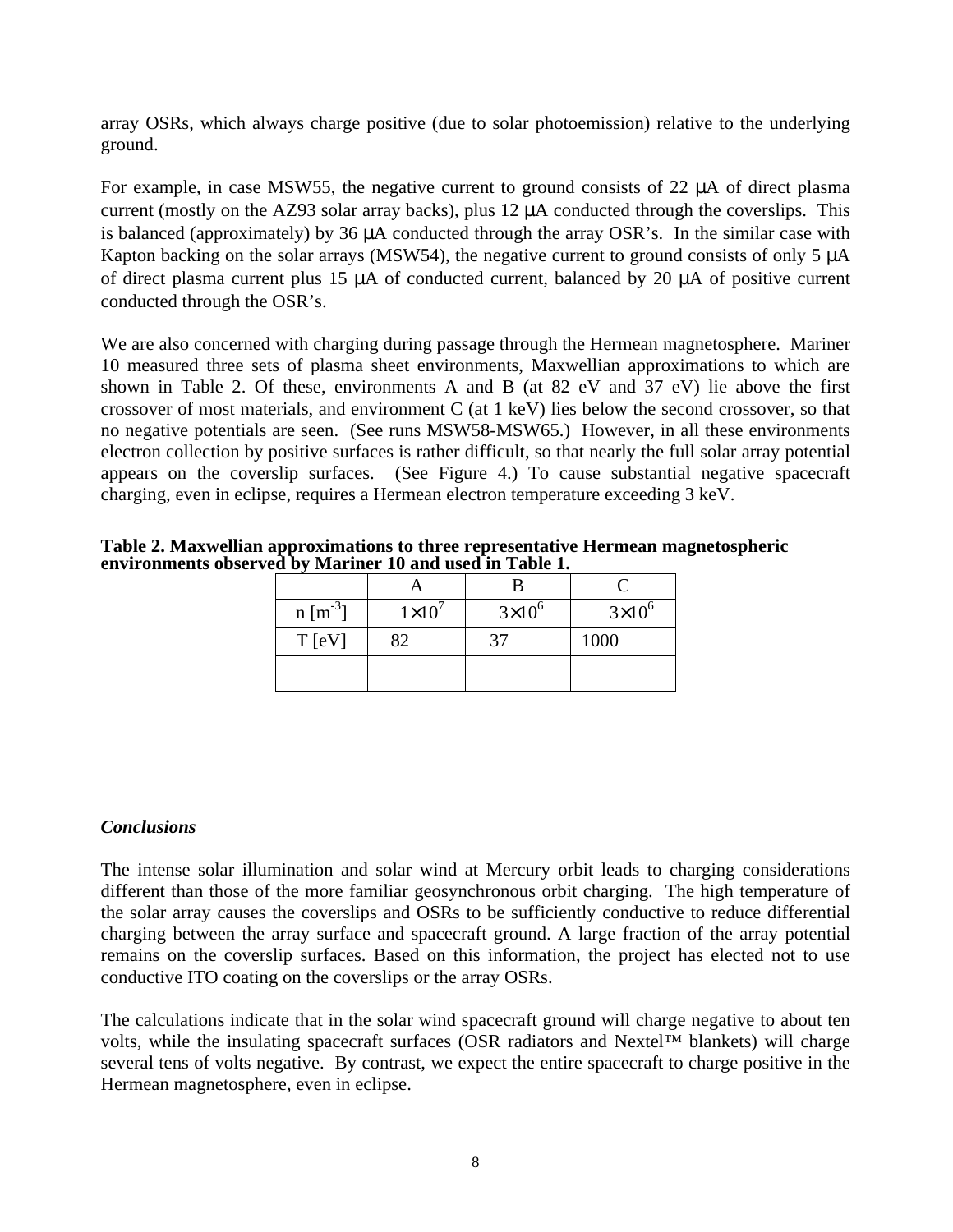array OSRs, which always charge positive (due to solar photoemission) relative to the underlying ground.

For example, in case MSW55, the negative current to ground consists of 22 μA of direct plasma current (mostly on the AZ93 solar array backs), plus 12 μA conducted through the coverslips. This is balanced (approximately) by 36 μA conducted through the array OSR's. In the similar case with Kapton backing on the solar arrays (MSW54), the negative current to ground consists of only 5 μA of direct plasma current plus 15 μA of conducted current, balanced by 20 μA of positive current conducted through the OSR's.

We are also concerned with charging during passage through the Hermean magnetosphere. Mariner 10 measured three sets of plasma sheet environments, Maxwellian approximations to which are shown in Table 2. Of these, environments A and B (at 82 eV and 37 eV) lie above the first crossover of most materials, and environment C (at 1 keV) lies below the second crossover, so that no negative potentials are seen. (See runs MSW58-MSW65.) However, in all these environments electron collection by positive surfaces is rather difficult, so that nearly the full solar array potential appears on the coverslip surfaces. (See Figure 4.) To cause substantial negative spacecraft charging, even in eclipse, requires a Hermean electron temperature exceeding 3 keV.

**Table 2. Maxwellian approximations to three representative Hermean magnetospheric environments observed by Mariner 10 and used in Table 1.**

| | A | B | C |
|---|---|---|---|
| n [$m^{-3}$] | $1\times10^{7}$ | $3\times10^{6}$ | $3\times10^{6}$ |
| T [eV] | 82 | 37 | 1000 |
| | | | |
| | | | |

### *Conclusions*

The intense solar illumination and solar wind at Mercury orbit leads to charging considerations different than those of the more familiar geosynchronous orbit charging. The high temperature of the solar array causes the coverslips and OSRs to be sufficiently conductive to reduce differential charging between the array surface and spacecraft ground. A large fraction of the array potential remains on the coverslip surfaces. Based on this information, the project has elected not to use conductive ITO coating on the coverslips or the array OSRs.

The calculations indicate that in the solar wind spacecraft ground will charge negative to about ten volts, while the insulating spacecraft surfaces (OSR radiators and Nextel™ blankets) will charge several tens of volts negative. By contrast, we expect the entire spacecraft to charge positive in the Hermean magnetosphere, even in eclipse.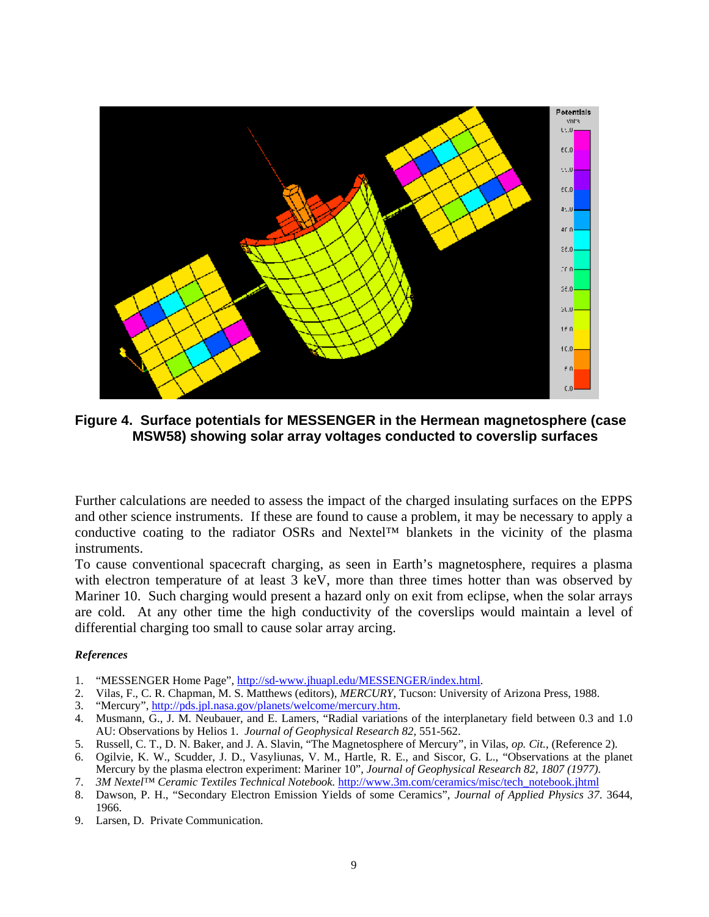**Figure 4. Surface potentials for MESSENGER in the Hermean magnetosphere (case MSW58) showing solar array voltages conducted to coverslip surfaces**

Further calculations are needed to assess the impact of the charged insulating surfaces on the EPPS and other science instruments. If these are found to cause a problem, it may be necessary to apply a conductive coating to the radiator OSRs and Nextel™ blankets in the vicinity of the plasma instruments.

To cause conventional spacecraft charging, as seen in Earth's magnetosphere, requires a plasma with electron temperature of at least 3 keV, more than three times hotter than was observed by Mariner 10. Such charging would present a hazard only on exit from eclipse, when the solar arrays are cold. At any other time the high conductivity of the coverslips would maintain a level of differential charging too small to cause solar array arcing.

***References***

1. "MESSENGER Home Page", http://sd-www.jhuapl.edu/MESSENGER/index.html.
2. Vilas, F., C. R. Chapman, M. S. Matthews (editors), *MERCURY*, Tucson: University of Arizona Press, 1988.
3. "Mercury", http://pds.jpl.nasa.gov/planets/welcome/mercury.htm.
4. Musmann, G., J. M. Neubauer, and E. Lamers, "Radial variations of the interplanetary field between 0.3 and 1.0 AU: Observations by Helios 1. *Journal of Geophysical Research 82*, 551-562.
5. Russell, C. T., D. N. Baker, and J. A. Slavin, "The Magnetosphere of Mercury", in Vilas, *op. Cit.*, (Reference 2).
6. Ogilvie, K. W., Scudder, J. D., Vasyliunas, V. M., Hartle, R. E., and Siscor, G. L., "Observations at the planet Mercury by the plasma electron experiment: Mariner 10", *Journal of Geophysical Research 82, 1807 (1977)*.
7. *3M Nextel™ Ceramic Textiles Technical Notebook.* http://www.3m.com/ceramics/misc/tech_notebook.jhtml
8. Dawson, P. H., "Secondary Electron Emission Yields of some Ceramics", *Journal of Applied Physics 37*. 3644, 1966.
9. Larsen, D. Private Communication.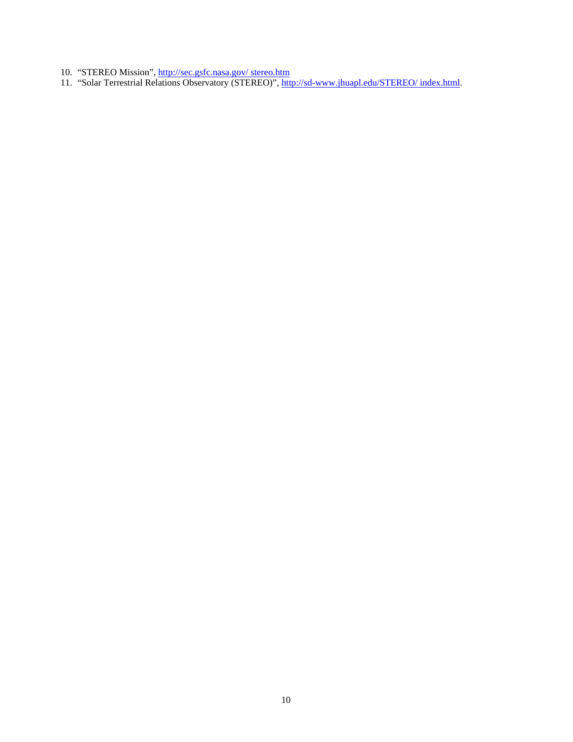10. "STEREO Mission", http://sec.gsfc.nasa.gov/ stereo.htm
11. "Solar Terrestrial Relations Observatory (STEREO)", http://sd-www.jhuapl.edu/STEREO/ index.html.